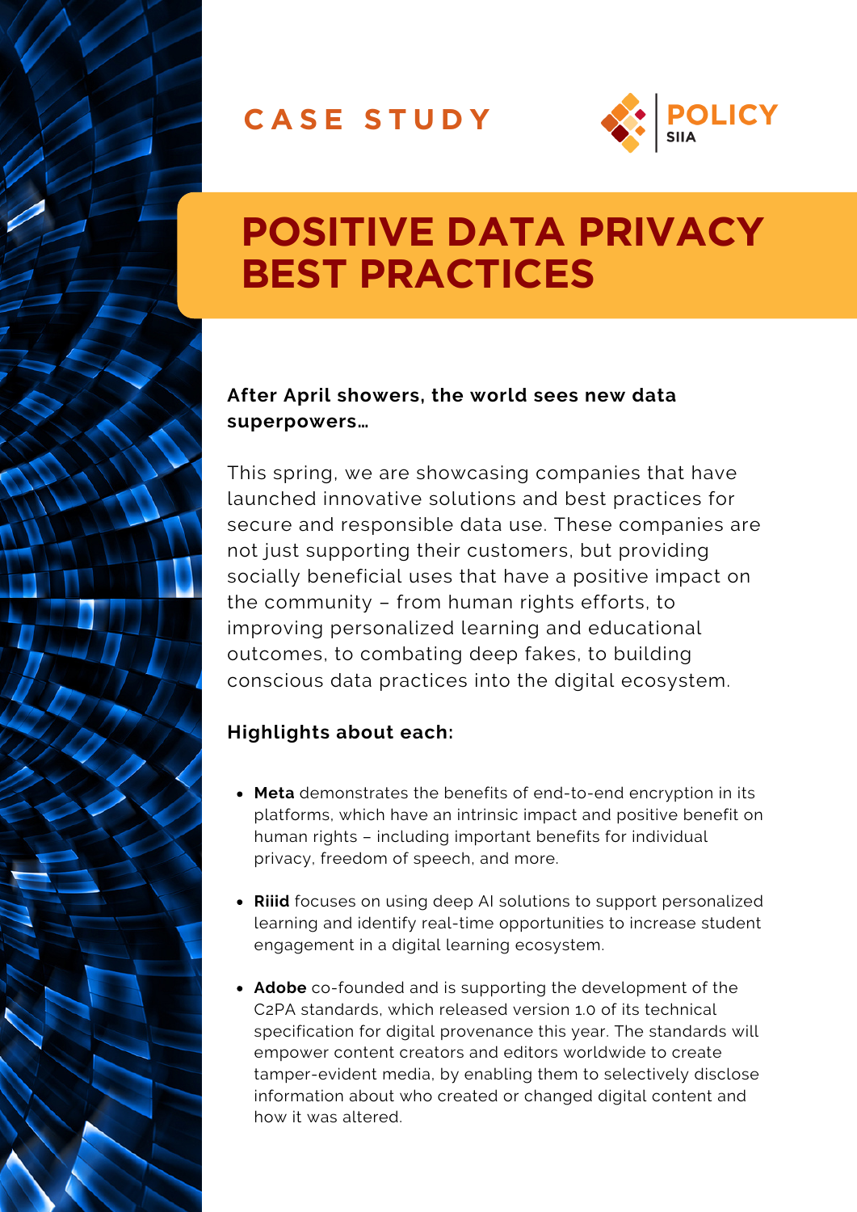CASE STUDY

POLICY
SIIA

# POSITIVE DATA PRIVACY BEST PRACTICES

**After April showers, the world sees new data superpowers…**

This spring, we are showcasing companies that have launched innovative solutions and best practices for secure and responsible data use. These companies are not just supporting their customers, but providing socially beneficial uses that have a positive impact on the community – from human rights efforts, to improving personalized learning and educational outcomes, to combating deep fakes, to building conscious data practices into the digital ecosystem.

**Highlights about each:**

- **Meta** demonstrates the benefits of end-to-end encryption in its platforms, which have an intrinsic impact and positive benefit on human rights – including important benefits for individual privacy, freedom of speech, and more.
- **Riiid** focuses on using deep AI solutions to support personalized learning and identify real-time opportunities to increase student engagement in a digital learning ecosystem.
- **Adobe** co-founded and is supporting the development of the C2PA standards, which released version 1.0 of its technical specification for digital provenance this year. The standards will empower content creators and editors worldwide to create tamper-evident media, by enabling them to selectively disclose information about who created or changed digital content and how it was altered.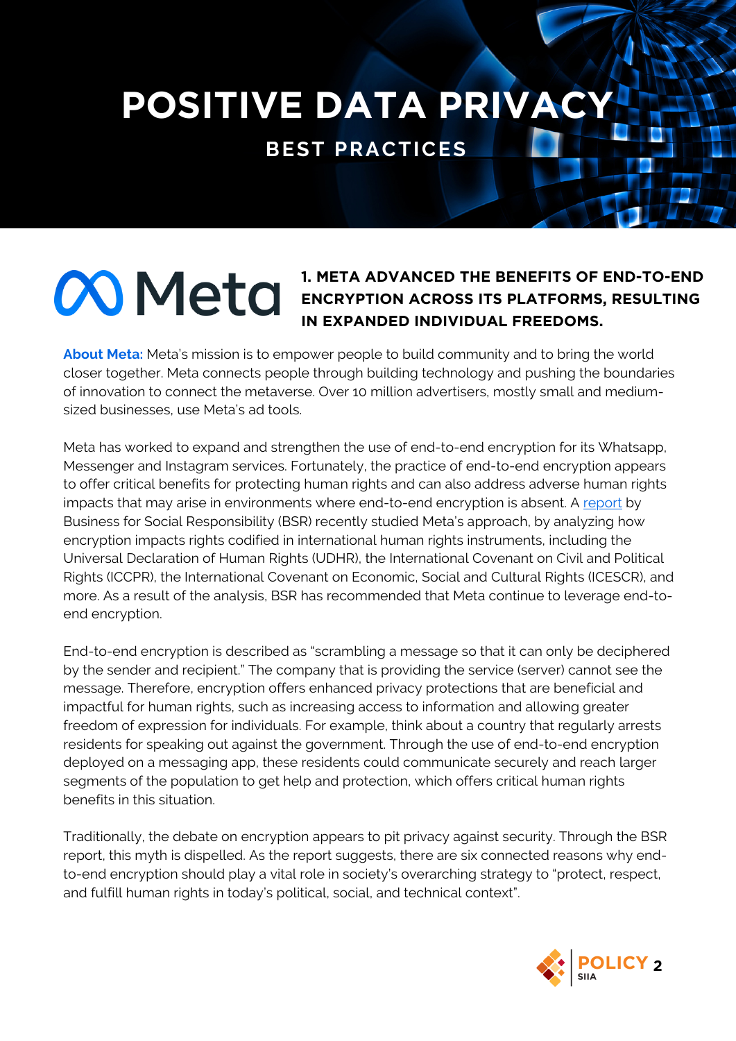# POSITIVE DATA PRIVACY

## BEST PRACTICES

### 1. META ADVANCED THE BENEFITS OF END-TO-END ENCRYPTION ACROSS ITS PLATFORMS, RESULTING IN EXPANDED INDIVIDUAL FREEDOMS.

**About Meta:** Meta's mission is to empower people to build community and to bring the world closer together. Meta connects people through building technology and pushing the boundaries of innovation to connect the metaverse. Over 10 million advertisers, mostly small and medium-sized businesses, use Meta's ad tools.

Meta has worked to expand and strengthen the use of end-to-end encryption for its Whatsapp, Messenger and Instagram services. Fortunately, the practice of end-to-end encryption appears to offer critical benefits for protecting human rights and can also address adverse human rights impacts that may arise in environments where end-to-end encryption is absent. A report by Business for Social Responsibility (BSR) recently studied Meta's approach, by analyzing how encryption impacts rights codified in international human rights instruments, including the Universal Declaration of Human Rights (UDHR), the International Covenant on Civil and Political Rights (ICCPR), the International Covenant on Economic, Social and Cultural Rights (ICESCR), and more. As a result of the analysis, BSR has recommended that Meta continue to leverage end-to-end encryption.

End-to-end encryption is described as "scrambling a message so that it can only be deciphered by the sender and recipient." The company that is providing the service (server) cannot see the message. Therefore, encryption offers enhanced privacy protections that are beneficial and impactful for human rights, such as increasing access to information and allowing greater freedom of expression for individuals. For example, think about a country that regularly arrests residents for speaking out against the government. Through the use of end-to-end encryption deployed on a messaging app, these residents could communicate securely and reach larger segments of the population to get help and protection, which offers critical human rights benefits in this situation.

Traditionally, the debate on encryption appears to pit privacy against security. Through the BSR report, this myth is dispelled. As the report suggests, there are six connected reasons why end-to-end encryption should play a vital role in society's overarching strategy to "protect, respect, and fulfill human rights in today's political, social, and technical context".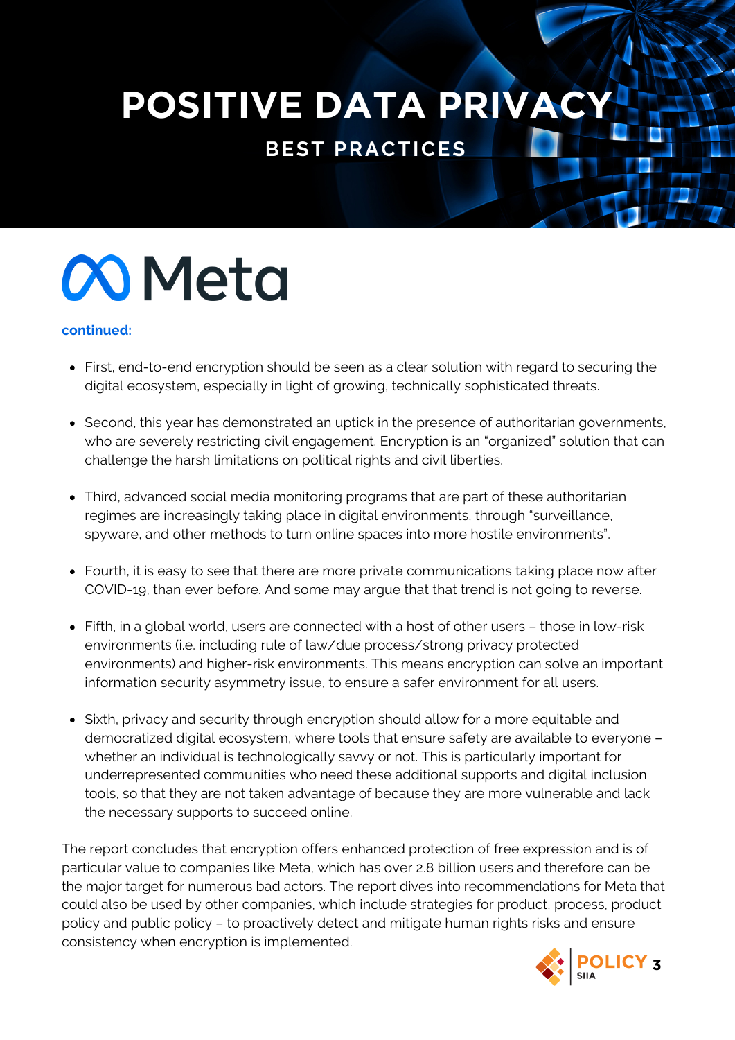# POSITIVE DATA PRIVACY

## BEST PRACTICES

## Meta

**continued:**

- First, end-to-end encryption should be seen as a clear solution with regard to securing the digital ecosystem, especially in light of growing, technically sophisticated threats.

- Second, this year has demonstrated an uptick in the presence of authoritarian governments, who are severely restricting civil engagement. Encryption is an "organized" solution that can challenge the harsh limitations on political rights and civil liberties.

- Third, advanced social media monitoring programs that are part of these authoritarian regimes are increasingly taking place in digital environments, through "surveillance, spyware, and other methods to turn online spaces into more hostile environments".

- Fourth, it is easy to see that there are more private communications taking place now after COVID-19, than ever before. And some may argue that that trend is not going to reverse.

- Fifth, in a global world, users are connected with a host of other users – those in low-risk environments (i.e. including rule of law/due process/strong privacy protected environments) and higher-risk environments. This means encryption can solve an important information security asymmetry issue, to ensure a safer environment for all users.

- Sixth, privacy and security through encryption should allow for a more equitable and democratized digital ecosystem, where tools that ensure safety are available to everyone – whether an individual is technologically savvy or not. This is particularly important for underrepresented communities who need these additional supports and digital inclusion tools, so that they are not taken advantage of because they are more vulnerable and lack the necessary supports to succeed online.

The report concludes that encryption offers enhanced protection of free expression and is of particular value to companies like Meta, which has over 2.8 billion users and therefore can be the major target for numerous bad actors. The report dives into recommendations for Meta that could also be used by other companies, which include strategies for product, process, product policy and public policy – to proactively detect and mitigate human rights risks and ensure consistency when encryption is implemented.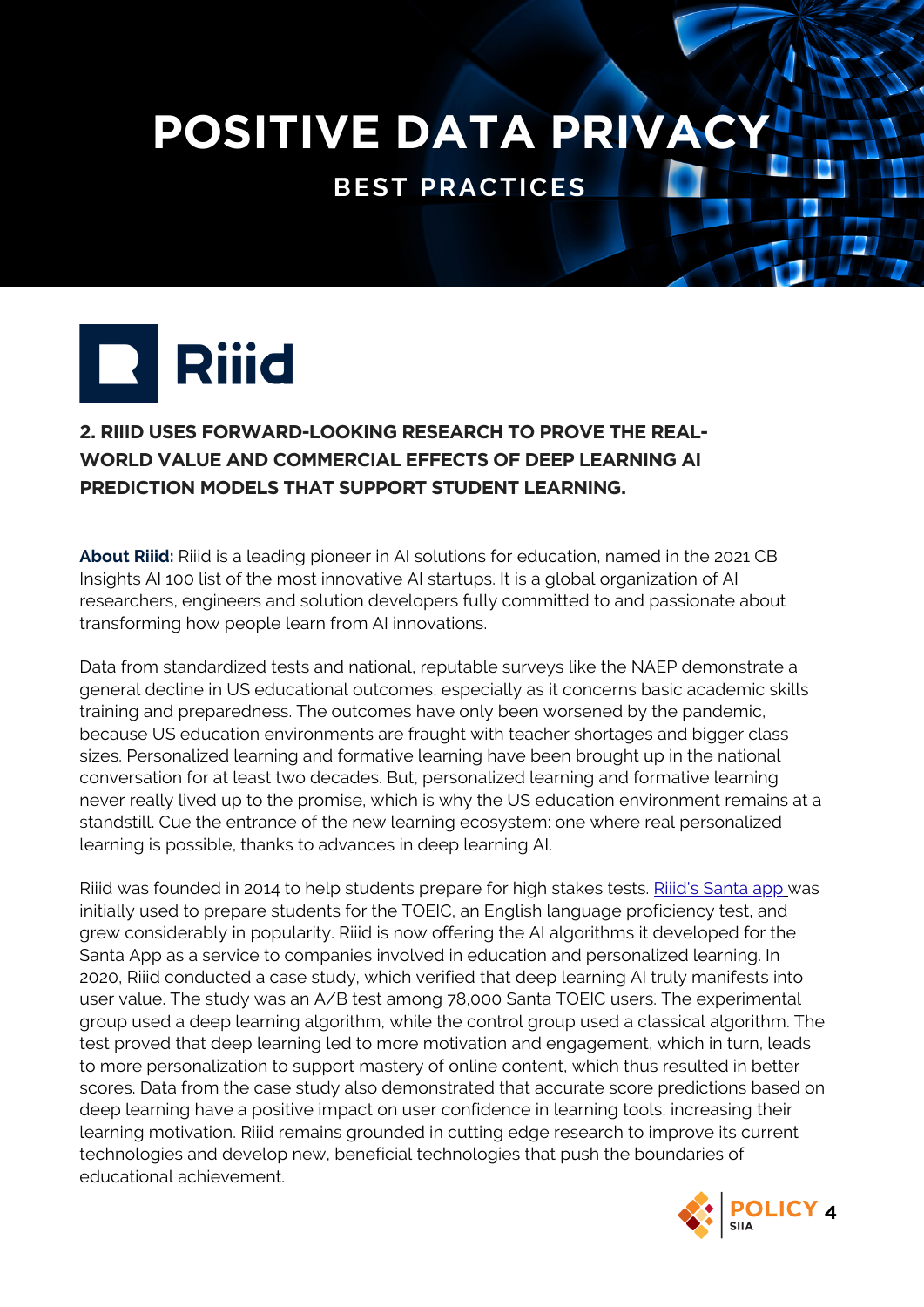# POSITIVE DATA PRIVACY

## BEST PRACTICES

Riiid

### 2. RIIID USES FORWARD-LOOKING RESEARCH TO PROVE THE REAL-WORLD VALUE AND COMMERCIAL EFFECTS OF DEEP LEARNING AI PREDICTION MODELS THAT SUPPORT STUDENT LEARNING.

**About Riiid:** Riiid is a leading pioneer in AI solutions for education, named in the 2021 CB Insights AI 100 list of the most innovative AI startups. It is a global organization of AI researchers, engineers and solution developers fully committed to and passionate about transforming how people learn from AI innovations.

Data from standardized tests and national, reputable surveys like the NAEP demonstrate a general decline in US educational outcomes, especially as it concerns basic academic skills training and preparedness. The outcomes have only been worsened by the pandemic, because US education environments are fraught with teacher shortages and bigger class sizes. Personalized learning and formative learning have been brought up in the national conversation for at least two decades. But, personalized learning and formative learning never really lived up to the promise, which is why the US education environment remains at a standstill. Cue the entrance of the new learning ecosystem: one where real personalized learning is possible, thanks to advances in deep learning AI.

Riiid was founded in 2014 to help students prepare for high stakes tests. Riiid's Santa app was initially used to prepare students for the TOEIC, an English language proficiency test, and grew considerably in popularity. Riiid is now offering the AI algorithms it developed for the Santa App as a service to companies involved in education and personalized learning. In 2020, Riiid conducted a case study, which verified that deep learning AI truly manifests into user value. The study was an A/B test among 78,000 Santa TOEIC users. The experimental group used a deep learning algorithm, while the control group used a classical algorithm. The test proved that deep learning led to more motivation and engagement, which in turn, leads to more personalization to support mastery of online content, which thus resulted in better scores. Data from the case study also demonstrated that accurate score predictions based on deep learning have a positive impact on user confidence in learning tools, increasing their learning motivation. Riiid remains grounded in cutting edge research to improve its current technologies and develop new, beneficial technologies that push the boundaries of educational achievement.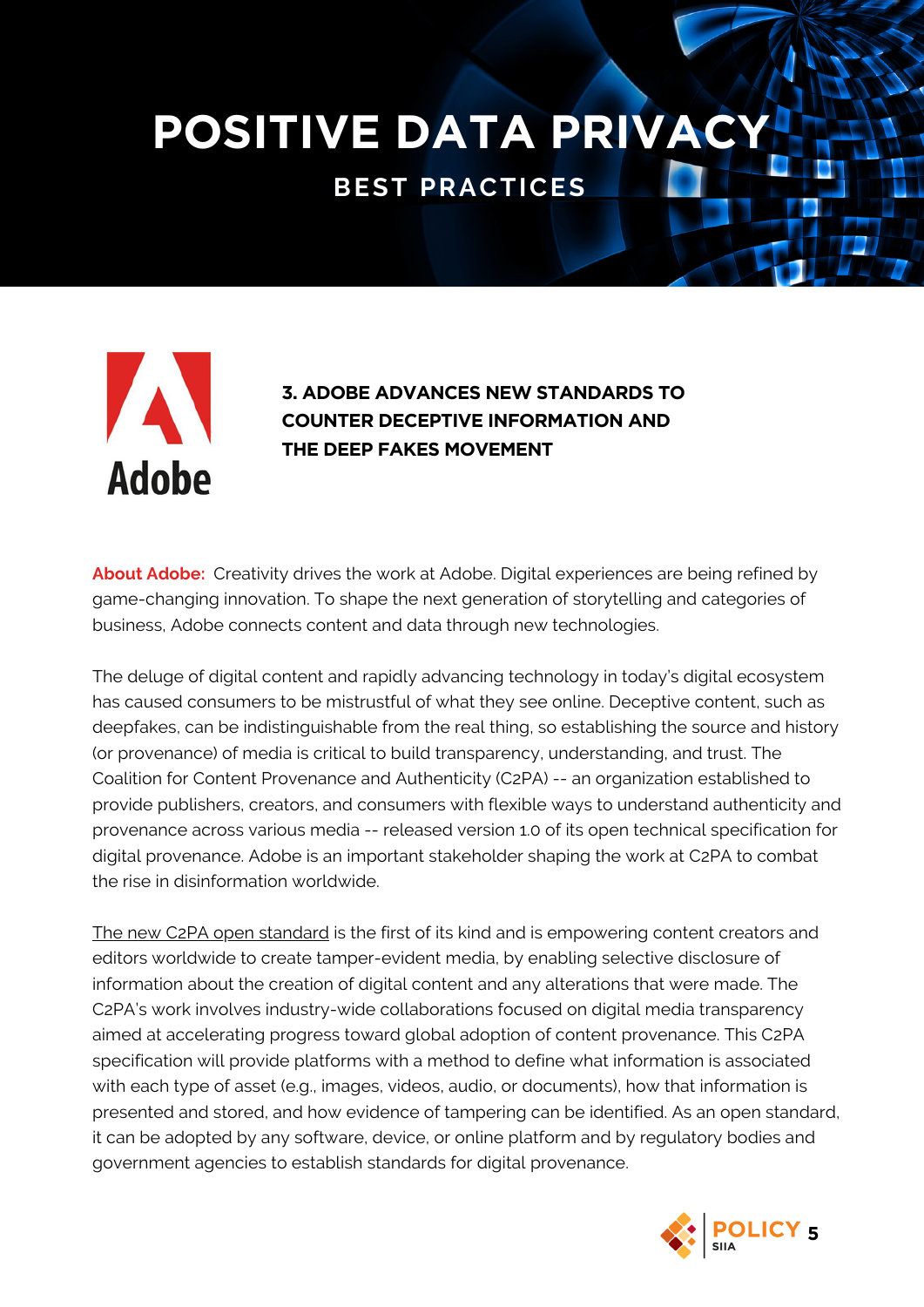# POSITIVE DATA PRIVACY

## BEST PRACTICES

Adobe

### 3. ADOBE ADVANCES NEW STANDARDS TO COUNTER DECEPTIVE INFORMATION AND THE DEEP FAKES MOVEMENT

**About Adobe:** Creativity drives the work at Adobe. Digital experiences are being refined by game-changing innovation. To shape the next generation of storytelling and categories of business, Adobe connects content and data through new technologies.

The deluge of digital content and rapidly advancing technology in today's digital ecosystem has caused consumers to be mistrustful of what they see online. Deceptive content, such as deepfakes, can be indistinguishable from the real thing, so establishing the source and history (or provenance) of media is critical to build transparency, understanding, and trust. The Coalition for Content Provenance and Authenticity (C2PA) -- an organization established to provide publishers, creators, and consumers with flexible ways to understand authenticity and provenance across various media -- released version 1.0 of its open technical specification for digital provenance. Adobe is an important stakeholder shaping the work at C2PA to combat the rise in disinformation worldwide.

The new C2PA open standard is the first of its kind and is empowering content creators and editors worldwide to create tamper-evident media, by enabling selective disclosure of information about the creation of digital content and any alterations that were made. The C2PA's work involves industry-wide collaborations focused on digital media transparency aimed at accelerating progress toward global adoption of content provenance. This C2PA specification will provide platforms with a method to define what information is associated with each type of asset (e.g., images, videos, audio, or documents), how that information is presented and stored, and how evidence of tampering can be identified. As an open standard, it can be adopted by any software, device, or online platform and by regulatory bodies and government agencies to establish standards for digital provenance.